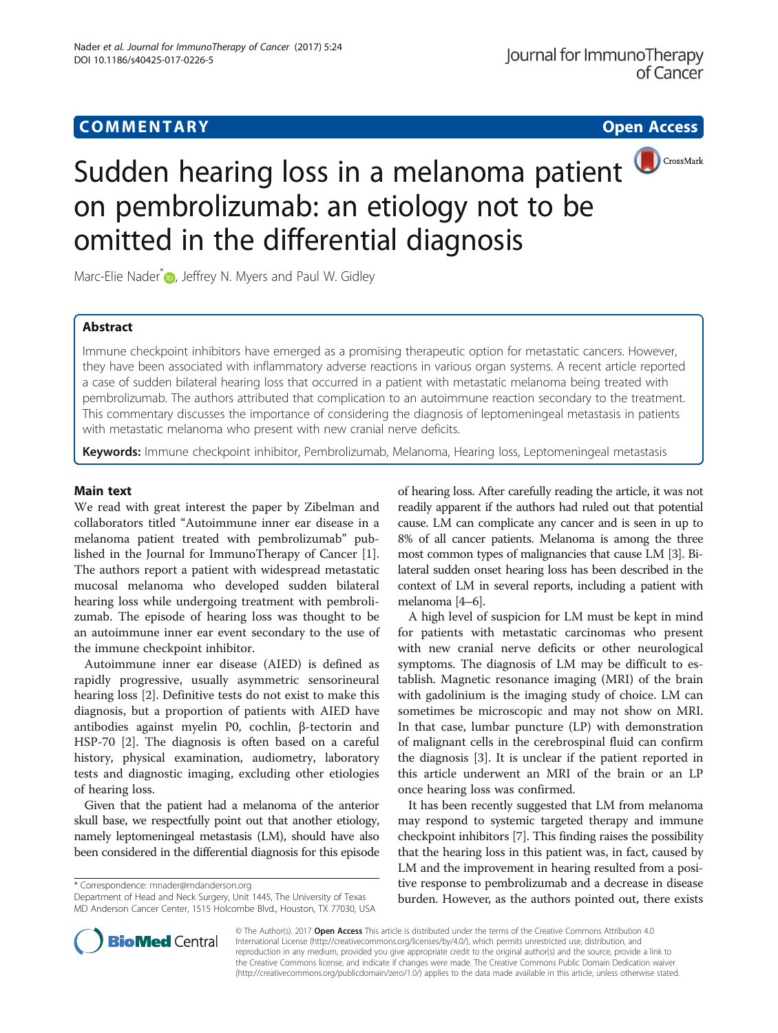COMMENTARY

Open Access

# Sudden hearing loss in a melanoma patient on pembrolizumab: an etiology not to be omitted in the differential diagnosis

Marc-Elie Nader*, Jeffrey N. Myers and Paul W. Gidley

## Abstract

Immune checkpoint inhibitors have emerged as a promising therapeutic option for metastatic cancers. However, they have been associated with inflammatory adverse reactions in various organ systems. A recent article reported a case of sudden bilateral hearing loss that occurred in a patient with metastatic melanoma being treated with pembrolizumab. The authors attributed that complication to an autoimmune reaction secondary to the treatment. This commentary discusses the importance of considering the diagnosis of leptomeningeal metastasis in patients with metastatic melanoma who present with new cranial nerve deficits.

**Keywords:** Immune checkpoint inhibitor, Pembrolizumab, Melanoma, Hearing loss, Leptomeningeal metastasis

## Main text

We read with great interest the paper by Zibelman and collaborators titled "Autoimmune inner ear disease in a melanoma patient treated with pembrolizumab" published in the Journal for ImmunoTherapy of Cancer [1]. The authors report a patient with widespread metastatic mucosal melanoma who developed sudden bilateral hearing loss while undergoing treatment with pembrolizumab. The episode of hearing loss was thought to be an autoimmune inner ear event secondary to the use of the immune checkpoint inhibitor.

Autoimmune inner ear disease (AIED) is defined as rapidly progressive, usually asymmetric sensorineural hearing loss [2]. Definitive tests do not exist to make this diagnosis, but a proportion of patients with AIED have antibodies against myelin P0, cochlin, β-tectorin and HSP-70 [2]. The diagnosis is often based on a careful history, physical examination, audiometry, laboratory tests and diagnostic imaging, excluding other etiologies of hearing loss.

Given that the patient had a melanoma of the anterior skull base, we respectfully point out that another etiology, namely leptomeningeal metastasis (LM), should have also been considered in the differential diagnosis for this episode of hearing loss. After carefully reading the article, it was not readily apparent if the authors had ruled out that potential cause. LM can complicate any cancer and is seen in up to 8% of all cancer patients. Melanoma is among the three most common types of malignancies that cause LM [3]. Bilateral sudden onset hearing loss has been described in the context of LM in several reports, including a patient with melanoma [4–6].

A high level of suspicion for LM must be kept in mind for patients with metastatic carcinomas who present with new cranial nerve deficits or other neurological symptoms. The diagnosis of LM may be difficult to establish. Magnetic resonance imaging (MRI) of the brain with gadolinium is the imaging study of choice. LM can sometimes be microscopic and may not show on MRI. In that case, lumbar puncture (LP) with demonstration of malignant cells in the cerebrospinal fluid can confirm the diagnosis [3]. It is unclear if the patient reported in this article underwent an MRI of the brain or an LP once hearing loss was confirmed.

It has been recently suggested that LM from melanoma may respond to systemic targeted therapy and immune checkpoint inhibitors [7]. This finding raises the possibility that the hearing loss in this patient was, in fact, caused by LM and the improvement in hearing resulted from a positive response to pembrolizumab and a decrease in disease burden. However, as the authors pointed out, there exists

\* Correspondence: mnader@mdanderson.org
Department of Head and Neck Surgery, Unit 1445, The University of Texas MD Anderson Cancer Center, 1515 Holcombe Blvd., Houston, TX 77030, USA

© The Author(s). 2017 **Open Access** This article is distributed under the terms of the Creative Commons Attribution 4.0 International License (http://creativecommons.org/licenses/by/4.0/), which permits unrestricted use, distribution, and reproduction in any medium, provided you give appropriate credit to the original author(s) and the source, provide a link to the Creative Commons license, and indicate if changes were made. The Creative Commons Public Domain Dedication waiver (http://creativecommons.org/publicdomain/zero/1.0/) applies to the data made available in this article, unless otherwise stated.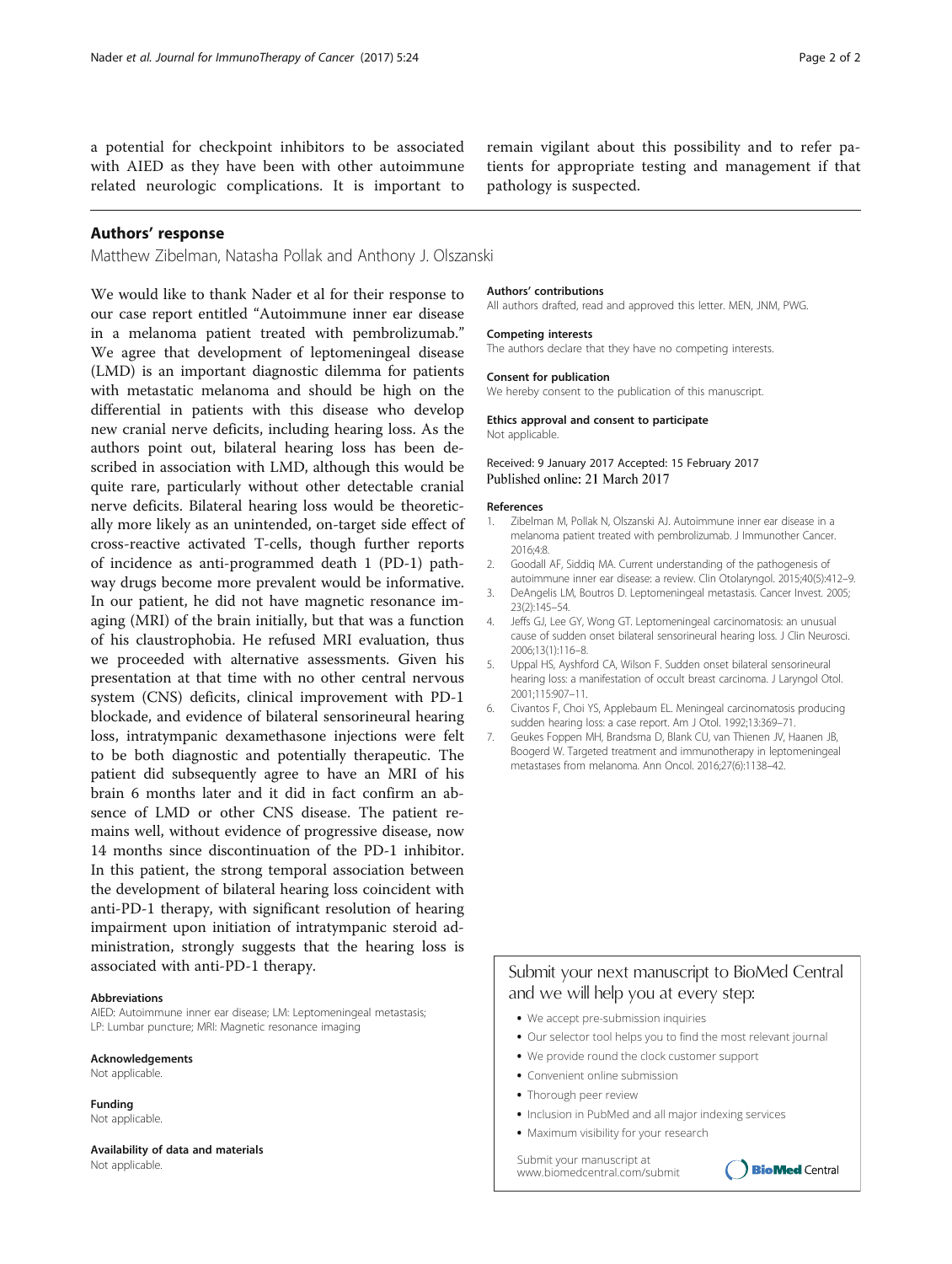a potential for checkpoint inhibitors to be associated with AIED as they have been with other autoimmune related neurologic complications. It is important to remain vigilant about this possibility and to refer patients for appropriate testing and management if that pathology is suspected.

## Authors' response

Matthew Zibelman, Natasha Pollak and Anthony J. Olszanski

We would like to thank Nader et al for their response to our case report entitled "Autoimmune inner ear disease in a melanoma patient treated with pembrolizumab." We agree that development of leptomeningeal disease (LMD) is an important diagnostic dilemma for patients with metastatic melanoma and should be high on the differential in patients with this disease who develop new cranial nerve deficits, including hearing loss. As the authors point out, bilateral hearing loss has been described in association with LMD, although this would be quite rare, particularly without other detectable cranial nerve deficits. Bilateral hearing loss would be theoretically more likely as an unintended, on-target side effect of cross-reactive activated T-cells, though further reports of incidence as anti-programmed death 1 (PD-1) pathway drugs become more prevalent would be informative. In our patient, he did not have magnetic resonance imaging (MRI) of the brain initially, but that was a function of his claustrophobia. He refused MRI evaluation, thus we proceeded with alternative assessments. Given his presentation at that time with no other central nervous system (CNS) deficits, clinical improvement with PD-1 blockade, and evidence of bilateral sensorineural hearing loss, intratympanic dexamethasone injections were felt to be both diagnostic and potentially therapeutic. The patient did subsequently agree to have an MRI of his brain 6 months later and it did in fact confirm an absence of LMD or other CNS disease. The patient remains well, without evidence of progressive disease, now 14 months since discontinuation of the PD-1 inhibitor. In this patient, the strong temporal association between the development of bilateral hearing loss coincident with anti-PD-1 therapy, with significant resolution of hearing impairment upon initiation of intratympanic steroid administration, strongly suggests that the hearing loss is associated with anti-PD-1 therapy.

#### Abbreviations

AIED: Autoimmune inner ear disease; LM: Leptomeningeal metastasis; LP: Lumbar puncture; MRI: Magnetic resonance imaging

#### Acknowledgements

Not applicable.

#### Funding

Not applicable.

#### Availability of data and materials

Not applicable.

#### Authors' contributions

All authors drafted, read and approved this letter. MEN, JNM, PWG.

#### Competing interests

The authors declare that they have no competing interests.

#### Consent for publication

We hereby consent to the publication of this manuscript.

#### Ethics approval and consent to participate

Not applicable.

Received: 9 January 2017 Accepted: 15 February 2017
Published online: 21 March 2017

#### References

1. Zibelman M, Pollak N, Olszanski AJ. Autoimmune inner ear disease in a melanoma patient treated with pembrolizumab. J Immunother Cancer. 2016;4:8.
2. Goodall AF, Siddiq MA. Current understanding of the pathogenesis of autoimmune inner ear disease: a review. Clin Otolaryngol. 2015;40(5):412–9.
3. DeAngelis LM, Boutros D. Leptomeningeal metastasis. Cancer Invest. 2005;23(2):145–54.
4. Jeffs GJ, Lee GY, Wong GT. Leptomeningeal carcinomatosis: an unusual cause of sudden onset bilateral sensorineural hearing loss. J Clin Neurosci. 2006;13(1):116–8.
5. Uppal HS, Ayshford CA, Wilson F. Sudden onset bilateral sensorineural hearing loss: a manifestation of occult breast carcinoma. J Laryngol Otol. 2001;115:907–11.
6. Civantos F, Choi YS, Applebaum EL. Meningeal carcinomatosis producing sudden hearing loss: a case report. Am J Otol. 1992;13:369–71.
7. Geukes Foppen MH, Brandsma D, Blank CU, van Thienen JV, Haanen JB, Boogerd W. Targeted treatment and immunotherapy in leptomeningeal metastases from melanoma. Ann Oncol. 2016;27(6):1138–42.

Submit your next manuscript to BioMed Central and we will help you at every step:

- We accept pre-submission inquiries
- Our selector tool helps you to find the most relevant journal
- We provide round the clock customer support
- Convenient online submission
- Thorough peer review
- Inclusion in PubMed and all major indexing services
- Maximum visibility for your research

Submit your manuscript at www.biomedcentral.com/submit

BioMed Central